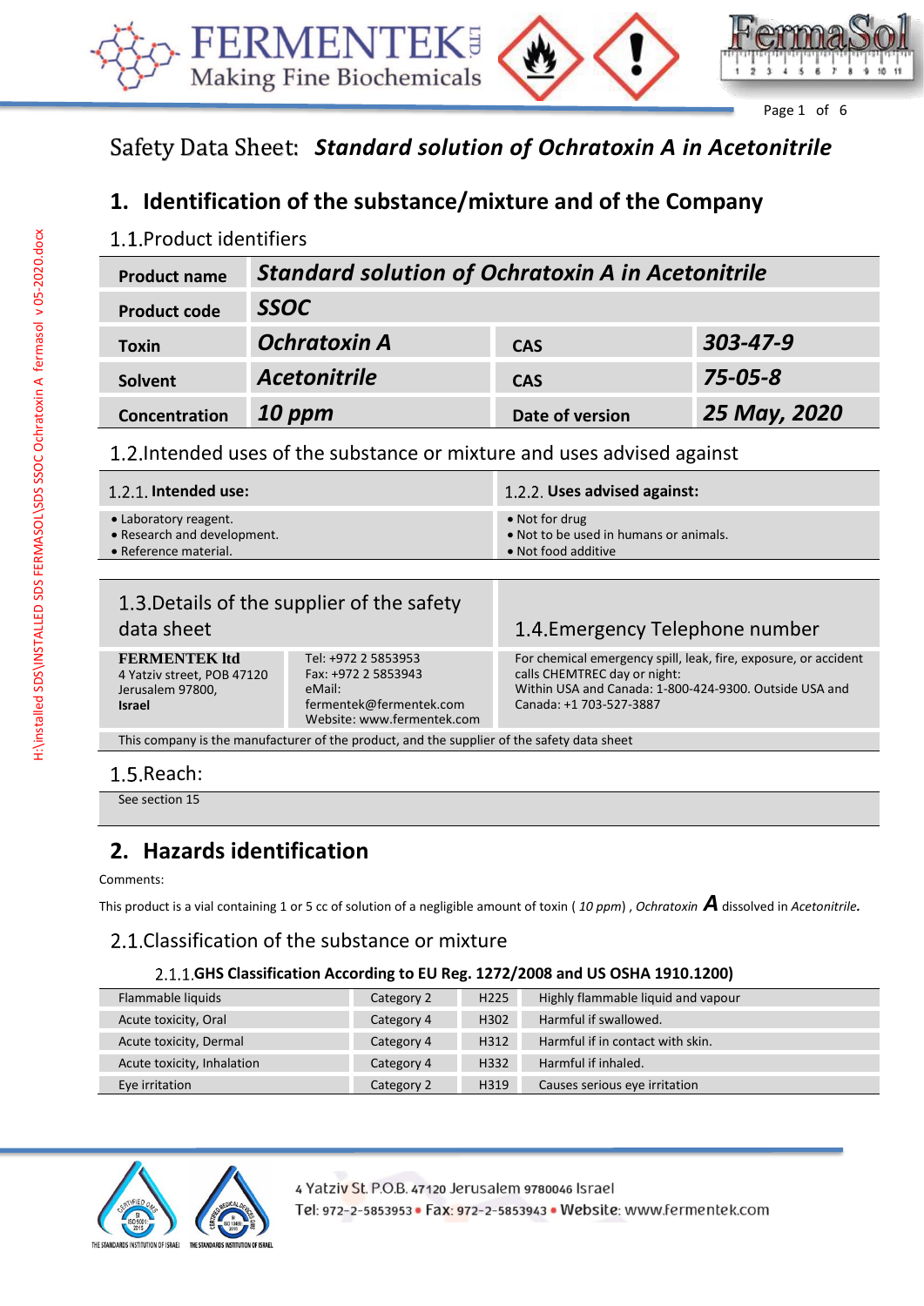# Safety Data Sheet: *Standard solution of Ochratoxin A in Acetonitrile*

## 1. Identification of the substance/mixture and of the Company

### 1.1. Product identifiers

| **Product name** | ***Standard solution of Ochratoxin A in Acetonitrile*** | | |
|---|---|---|---|
| **Product code** | ***SSOC*** | | |
| **Toxin** | ***Ochratoxin A*** | **CAS** | ***303-47-9*** |
| **Solvent** | ***Acetonitrile*** | **CAS** | ***75-05-8*** |
| **Concentration** | ***10 ppm*** | **Date of version** | ***25 May, 2020*** |

### 1.2. Intended uses of the substance or mixture and uses advised against

| 1.2.1. **Intended use:** | 1.2.2. **Uses advised against:** |
|---|---|
| • Laboratory reagent.<br>• Research and development.<br>• Reference material. | • Not for drug<br>• Not to be used in humans or animals.<br>• Not food additive |

| 1.3. Details of the supplier of the safety data sheet | | 1.4. Emergency Telephone number |
|---|---|---|
| **FERMENTEK ltd**<br>4 Yatziv street, POB 47120<br>Jerusalem 97800,<br>**Israel** | Tel: +972 2 5853953<br>Fax: +972 2 5853943<br>eMail:<br>fermentek@fermentek.com<br>Website: www.fermentek.com | For chemical emergency spill, leak, fire, exposure, or accident calls CHEMTREC day or night:<br>Within USA and Canada: 1-800-424-9300. Outside USA and Canada: +1 703-527-3887 |

This company is the manufacturer of the product, and the supplier of the safety data sheet

### 1.5. Reach:

See section 15

## 2. Hazards identification

Comments:

This product is a vial containing 1 or 5 cc of solution of a negligible amount of toxin ( *10 ppm*) , *Ochratoxin* ***A*** dissolved in *Acetonitrile.*

### 2.1. Classification of the substance or mixture

#### 2.1.1. GHS Classification According to EU Reg. 1272/2008 and US OSHA 1910.1200)

| | | | |
|---|---|---|---|
| Flammable liquids | Category 2 | H225 | Highly flammable liquid and vapour |
| Acute toxicity, Oral | Category 4 | H302 | Harmful if swallowed. |
| Acute toxicity, Dermal | Category 4 | H312 | Harmful if in contact with skin. |
| Acute toxicity, Inhalation | Category 4 | H332 | Harmful if inhaled. |
| Eye irritation | Category 2 | H319 | Causes serious eye irritation |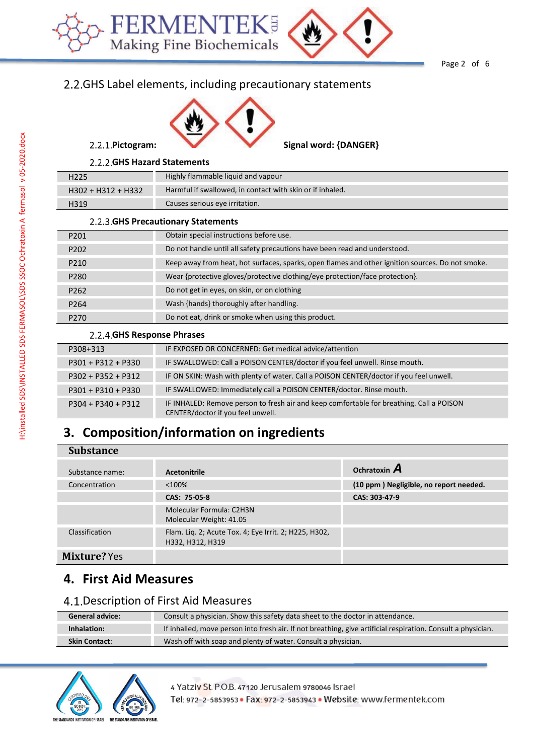## 2.2. GHS Label elements, including precautionary statements

### 2.2.1. Pictogram:

**Signal word: {DANGER}**

### 2.2.2. GHS Hazard Statements

| | |
|---|---|
| H225 | Highly flammable liquid and vapour |
| H302 + H312 + H332 | Harmful if swallowed, in contact with skin or if inhaled. |
| H319 | Causes serious eye irritation. |

### 2.2.3. GHS Precautionary Statements

| | |
|---|---|
| P201 | Obtain special instructions before use. |
| P202 | Do not handle until all safety precautions have been read and understood. |
| P210 | Keep away from heat, hot surfaces, sparks, open flames and other ignition sources. Do not smoke. |
| P280 | Wear {protective gloves/protective clothing/eye protection/face protection}. |
| P262 | Do not get in eyes, on skin, or on clothing |
| P264 | Wash {hands} thoroughly after handling. |
| P270 | Do not eat, drink or smoke when using this product. |

### 2.2.4. GHS Response Phrases

| | |
|---|---|
| P308+313 | IF EXPOSED OR CONCERNED: Get medical advice/attention |
| P301 + P312 + P330 | IF SWALLOWED: Call a POISON CENTER/doctor if you feel unwell. Rinse mouth. |
| P302 + P352 + P312 | IF ON SKIN: Wash with plenty of water. Call a POISON CENTER/doctor if you feel unwell. |
| P301 + P310 + P330 | IF SWALLOWED: Immediately call a POISON CENTER/doctor. Rinse mouth. |
| P304 + P340 + P312 | IF INHALED: Remove person to fresh air and keep comfortable for breathing. Call a POISON CENTER/doctor if you feel unwell. |

# 3. Composition/information on ingredients

| **Substance** | | |
|---|---|---|
| Substance name: | **Acetonitrile** | **Ochratoxin A** |
| Concentration | <100% | **(10 ppm ) Negligible, no report needed.** |
| | **CAS: 75-05-8** | **CAS: 303-47-9** |
| | Molecular Formula: C2H3N<br>Molecular Weight: 41.05 | |
| Classification | Flam. Liq. 2; Acute Tox. 4; Eye Irrit. 2; H225, H302, H332, H312, H319 | |
| **Mixture?** Yes | | |

# 4. First Aid Measures

## 4.1. Description of First Aid Measures

| | |
|---|---|
| **General advice:** | Consult a physician. Show this safety data sheet to the doctor in attendance. |
| **Inhalation:** | If inhaled, move person into fresh air. If not breathing, give artificial respiration. Consult a physician. |
| **Skin Contact:** | Wash off with soap and plenty of water. Consult a physician. |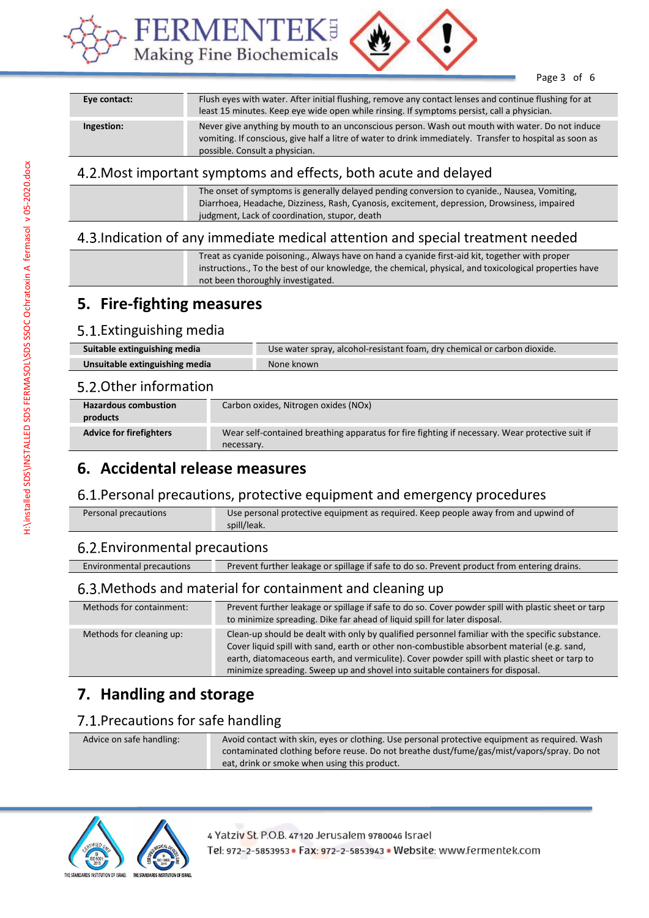| | |
|---|---|
| **Eye contact:** | Flush eyes with water. After initial flushing, remove any contact lenses and continue flushing for at least 15 minutes. Keep eye wide open while rinsing. If symptoms persist, call a physician. |
| **Ingestion:** | Never give anything by mouth to an unconscious person. Wash out mouth with water. Do not induce vomiting. If conscious, give half a litre of water to drink immediately. Transfer to hospital as soon as possible. Consult a physician. |

## 4.2. Most important symptoms and effects, both acute and delayed

| | |
|---|---|
| | The onset of symptoms is generally delayed pending conversion to cyanide., Nausea, Vomiting, Diarrhoea, Headache, Dizziness, Rash, Cyanosis, excitement, depression, Drowsiness, impaired judgment, Lack of coordination, stupor, death |

## 4.3. Indication of any immediate medical attention and special treatment needed

| | |
|---|---|
| | Treat as cyanide poisoning., Always have on hand a cyanide first-aid kit, together with proper instructions., To the best of our knowledge, the chemical, physical, and toxicological properties have not been thoroughly investigated. |

# 5. Fire-fighting measures

## 5.1. Extinguishing media

| | |
|---|---|
| **Suitable extinguishing media** | Use water spray, alcohol-resistant foam, dry chemical or carbon dioxide. |
| **Unsuitable extinguishing media** | None known |

## 5.2. Other information

| | |
|---|---|
| **Hazardous combustion products** | Carbon oxides, Nitrogen oxides (NOx) |
| **Advice for firefighters** | Wear self-contained breathing apparatus for fire fighting if necessary. Wear protective suit if necessary. |

# 6. Accidental release measures

## 6.1. Personal precautions, protective equipment and emergency procedures

| | |
|---|---|
| Personal precautions | Use personal protective equipment as required. Keep people away from and upwind of spill/leak. |

## 6.2. Environmental precautions

| | |
|---|---|
| Environmental precautions | Prevent further leakage or spillage if safe to do so. Prevent product from entering drains. |

## 6.3. Methods and material for containment and cleaning up

| | |
|---|---|
| Methods for containment: | Prevent further leakage or spillage if safe to do so. Cover powder spill with plastic sheet or tarp to minimize spreading. Dike far ahead of liquid spill for later disposal. |
| Methods for cleaning up: | Clean-up should be dealt with only by qualified personnel familiar with the specific substance. Cover liquid spill with sand, earth or other non-combustible absorbent material (e.g. sand, earth, diatomaceous earth, and vermiculite). Cover powder spill with plastic sheet or tarp to minimize spreading. Sweep up and shovel into suitable containers for disposal. |

# 7. Handling and storage

## 7.1. Precautions for safe handling

| | |
|---|---|
| Advice on safe handling: | Avoid contact with skin, eyes or clothing. Use personal protective equipment as required. Wash contaminated clothing before reuse. Do not breathe dust/fume/gas/mist/vapors/spray. Do not eat, drink or smoke when using this product. |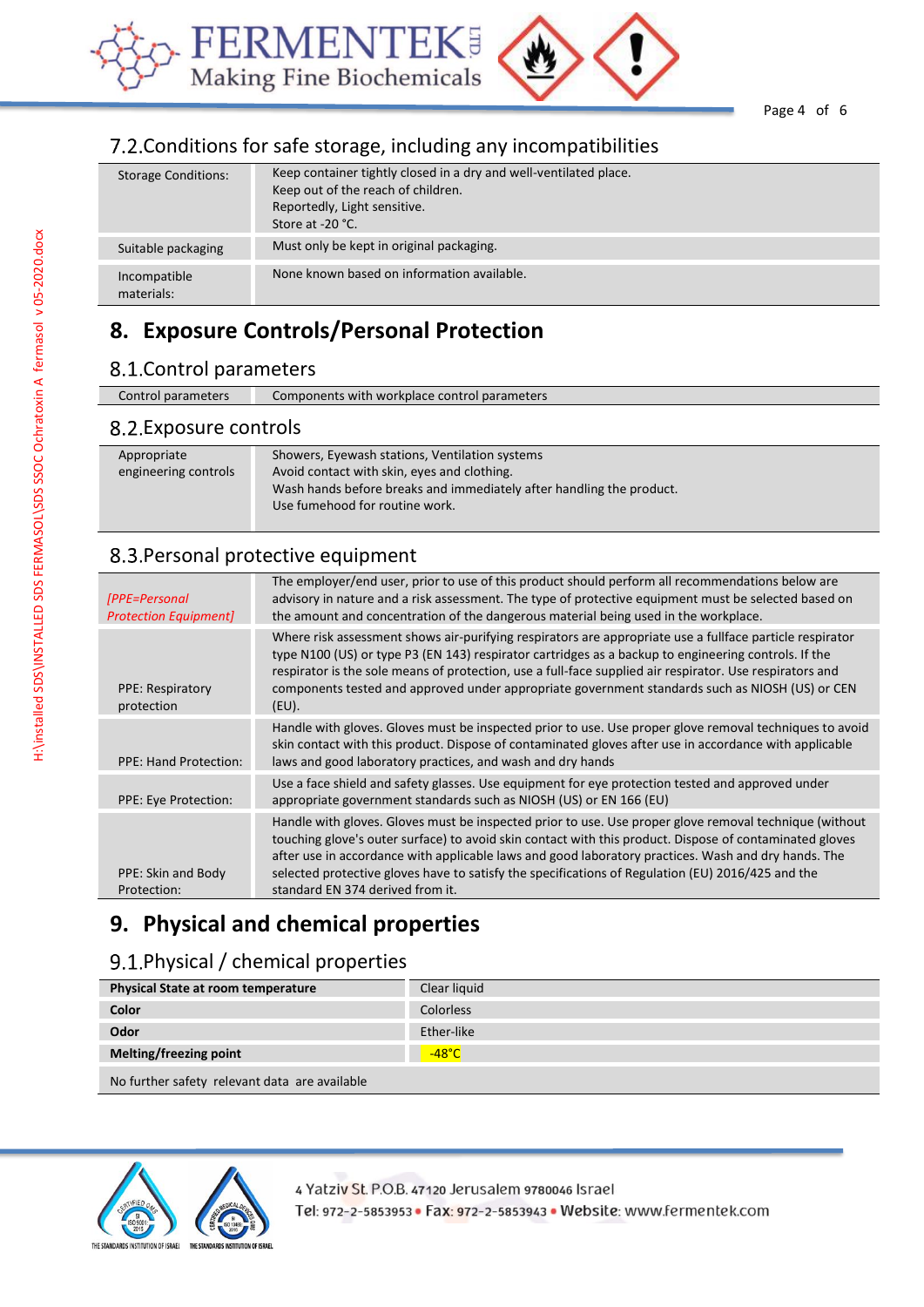## 7.2. Conditions for safe storage, including any incompatibilities

| | |
|---|---|
| Storage Conditions: | Keep container tightly closed in a dry and well-ventilated place.<br>Keep out of the reach of children.<br>Reportedly, Light sensitive.<br>Store at -20 °C. |
| Suitable packaging | Must only be kept in original packaging. |
| Incompatible materials: | None known based on information available. |

# 8. Exposure Controls/Personal Protection

## 8.1. Control parameters

| | |
|---|---|
| Control parameters | Components with workplace control parameters |

## 8.2. Exposure controls

| | |
|---|---|
| Appropriate engineering controls | Showers, Eyewash stations, Ventilation systems<br>Avoid contact with skin, eyes and clothing.<br>Wash hands before breaks and immediately after handling the product.<br>Use fumehood for routine work. |

## 8.3. Personal protective equipment

| | |
|---|---|
| *[PPE=Personal Protection Equipment]* | The employer/end user, prior to use of this product should perform all recommendations below are advisory in nature and a risk assessment. The type of protective equipment must be selected based on the amount and concentration of the dangerous material being used in the workplace. |
| PPE: Respiratory protection | Where risk assessment shows air-purifying respirators are appropriate use a fullface particle respirator type N100 (US) or type P3 (EN 143) respirator cartridges as a backup to engineering controls. If the respirator is the sole means of protection, use a full-face supplied air respirator. Use respirators and components tested and approved under appropriate government standards such as NIOSH (US) or CEN (EU). |
| PPE: Hand Protection: | Handle with gloves. Gloves must be inspected prior to use. Use proper glove removal techniques to avoid skin contact with this product. Dispose of contaminated gloves after use in accordance with applicable laws and good laboratory practices, and wash and dry hands |
| PPE: Eye Protection: | Use a face shield and safety glasses. Use equipment for eye protection tested and approved under appropriate government standards such as NIOSH (US) or EN 166 (EU) |
| PPE: Skin and Body Protection: | Handle with gloves. Gloves must be inspected prior to use. Use proper glove removal technique (without touching glove's outer surface) to avoid skin contact with this product. Dispose of contaminated gloves after use in accordance with applicable laws and good laboratory practices. Wash and dry hands. The selected protective gloves have to satisfy the specifications of Regulation (EU) 2016/425 and the standard EN 374 derived from it. |

# 9. Physical and chemical properties

## 9.1. Physical / chemical properties

| | |
|---|---|
| **Physical State at room temperature** | Clear liquid |
| **Color** | Colorless |
| **Odor** | Ether-like |
| **Melting/freezing point** | -48°C |
| No further safety relevant data are available | |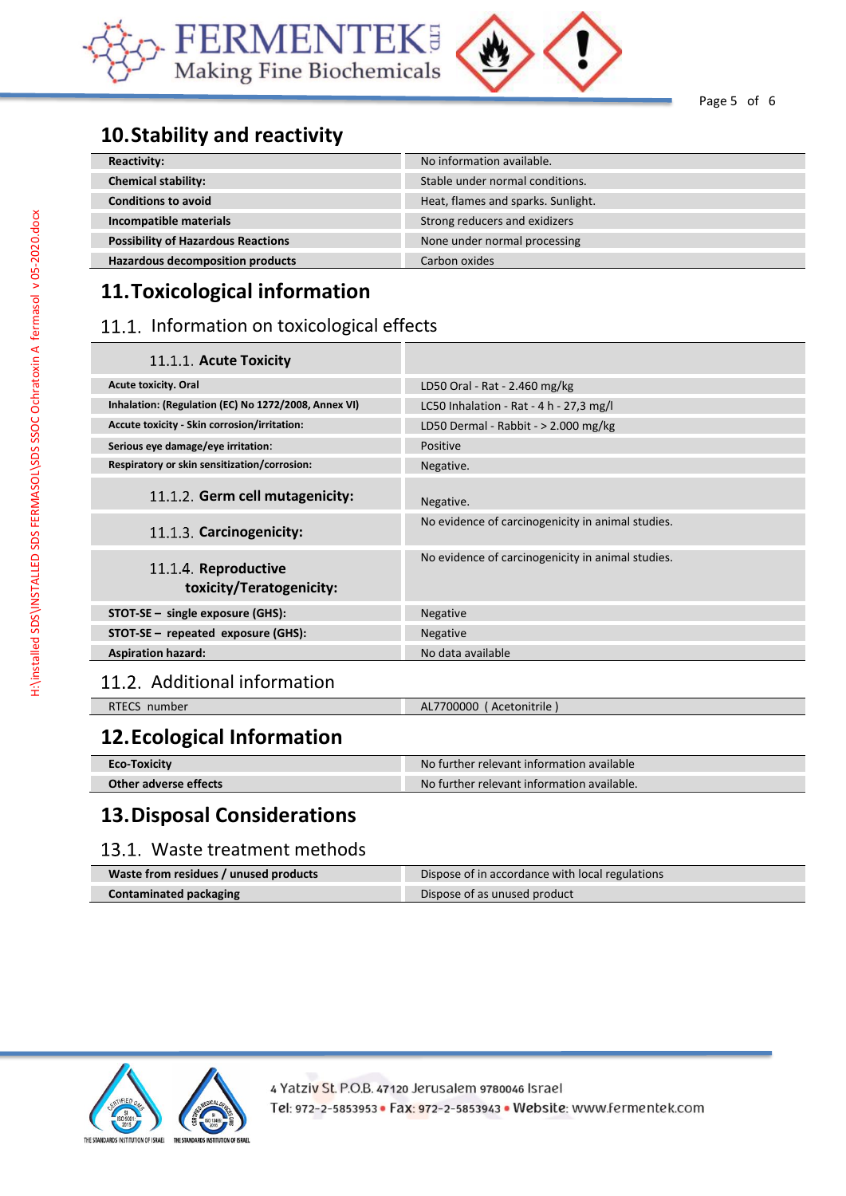## 10. Stability and reactivity

| | |
|---|---|
| **Reactivity:** | No information available. |
| **Chemical stability:** | Stable under normal conditions. |
| **Conditions to avoid** | Heat, flames and sparks. Sunlight. |
| **Incompatible materials** | Strong reducers and exidizers |
| **Possibility of Hazardous Reactions** | None under normal processing |
| **Hazardous decomposition products** | Carbon oxides |

## 11. Toxicological information

### 11.1. Information on toxicological effects

| 11.1.1. **Acute Toxicity** | |
|---|---|
| **Acute toxicity. Oral** | LD50 Oral - Rat - 2.460 mg/kg |
| **Inhalation: (Regulation (EC) No 1272/2008, Annex VI)** | LC50 Inhalation - Rat - 4 h - 27,3 mg/l |
| **Accute toxicity - Skin corrosion/irritation:** | LD50 Dermal - Rabbit - > 2.000 mg/kg |
| **Serious eye damage/eye irritation:** | Positive |
| **Respiratory or skin sensitization/corrosion:** | Negative. |
| 11.1.2. **Germ cell mutagenicity:** | Negative. |
| 11.1.3. **Carcinogenicity:** | No evidence of carcinogenicity in animal studies. |
| 11.1.4. **Reproductive toxicity/Teratogenicity:** | No evidence of carcinogenicity in animal studies. |
| **STOT-SE – single exposure (GHS):** | Negative |
| **STOT-SE – repeated exposure (GHS):** | Negative |
| **Aspiration hazard:** | No data available |

### 11.2. Additional information

| | |
|---|---|
| RTECS number | AL7700000 ( Acetonitrile ) |

## 12. Ecological Information

| | |
|---|---|
| **Eco-Toxicity** | No further relevant information available |
| **Other adverse effects** | No further relevant information available. |

## 13. Disposal Considerations

### 13.1. Waste treatment methods

| | |
|---|---|
| **Waste from residues / unused products** | Dispose of in accordance with local regulations |
| **Contaminated packaging** | Dispose of as unused product |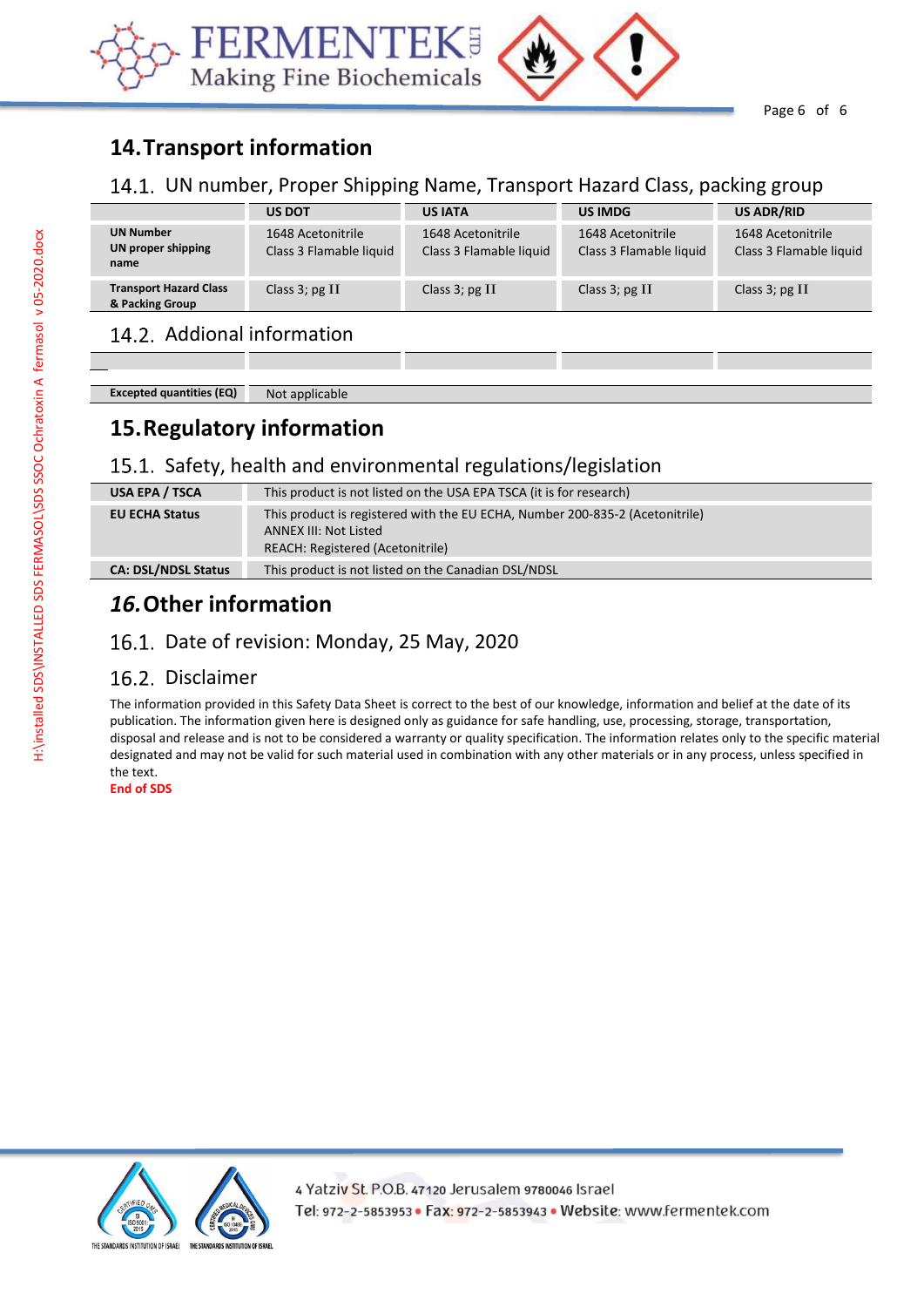## 14. Transport information

### 14.1. UN number, Proper Shipping Name, Transport Hazard Class, packing group

| | US DOT | US IATA | US IMDG | US ADR/RID |
|---|---|---|---|---|
| **UN Number**<br>**UN proper shipping name** | 1648 Acetonitrile<br>Class 3 Flamable liquid | 1648 Acetonitrile<br>Class 3 Flamable liquid | 1648 Acetonitrile<br>Class 3 Flamable liquid | 1648 Acetonitrile<br>Class 3 Flamable liquid |
| **Transport Hazard Class & Packing Group** | Class 3; pg II | Class 3; pg II | Class 3; pg II | Class 3; pg II |

### 14.2. Addional information

| | | | | |
|---|---|---|---|---|
| | | | | |
| **Excepted quantities (EQ)** | Not applicable | | | |

## 15. Regulatory information

### 15.1. Safety, health and environmental regulations/legislation

| | |
|---|---|
| **USA EPA / TSCA** | This product is not listed on the USA EPA TSCA (it is for research) |
| **EU ECHA Status** | This product is registered with the EU ECHA, Number 200-835-2 (Acetonitrile)<br>ANNEX III: Not Listed<br>REACH: Registered (Acetonitrile) |
| **CA: DSL/NDSL Status** | This product is not listed on the Canadian DSL/NDSL |

## *16.* Other information

### 16.1. Date of revision: Monday, 25 May, 2020

### 16.2. Disclaimer

The information provided in this Safety Data Sheet is correct to the best of our knowledge, information and belief at the date of its publication. The information given here is designed only as guidance for safe handling, use, processing, storage, transportation, disposal and release and is not to be considered a warranty or quality specification. The information relates only to the specific material designated and may not be valid for such material used in combination with any other materials or in any process, unless specified in the text.

**End of SDS**